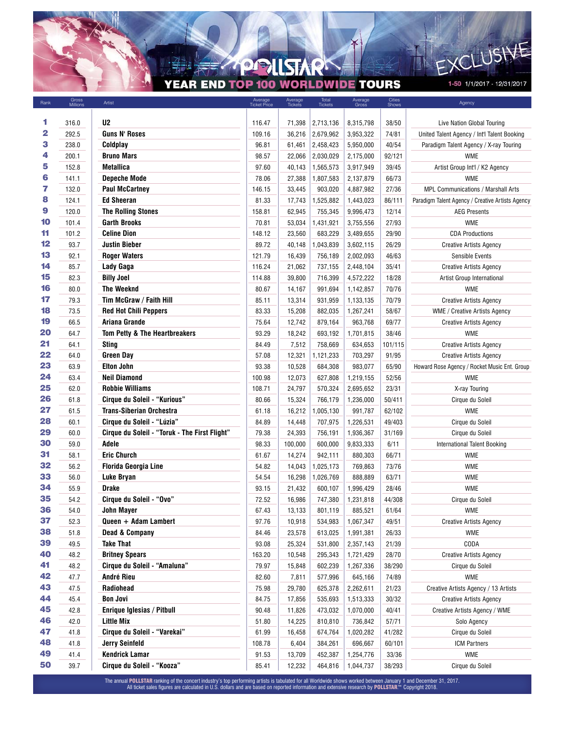# POLLSTAR YEAR END TOP 100 WORLDWIDE TOURS

EXCLUSIVE

1-50 1/1/2017 - 12/31/2017

| Rank | Gross Millions | Artist | Average Ticket Price | Average Tickets | Total Tickets | Average Gross | Cities Shows | Agency |
|---|---|---|---|---|---|---|---|---|
| 1 | 316.0 | U2 | 116.47 | 71,398 | 2,713,136 | 8,315,798 | 38/50 | Live Nation Global Touring |
| 2 | 292.5 | Guns N' Roses | 109.16 | 36,216 | 2,679,962 | 3,953,322 | 74/81 | United Talent Agency / Int'l Talent Booking |
| 3 | 238.0 | Coldplay | 96.81 | 61,461 | 2,458,423 | 5,950,000 | 40/54 | Paradigm Talent Agency / X-ray Touring |
| 4 | 200.1 | Bruno Mars | 98.57 | 22,066 | 2,030,029 | 2,175,000 | 92/121 | WME |
| 5 | 152.8 | Metallica | 97.60 | 40,143 | 1,565,573 | 3,917,949 | 39/45 | Artist Group Int'l / K2 Agency |
| 6 | 141.1 | Depeche Mode | 78.06 | 27,388 | 1,807,583 | 2,137,879 | 66/73 | WME |
| 7 | 132.0 | Paul McCartney | 146.15 | 33,445 | 903,020 | 4,887,982 | 27/36 | MPL Communications / Marshall Arts |
| 8 | 124.1 | Ed Sheeran | 81.33 | 17,743 | 1,525,882 | 1,443,023 | 86/111 | Paradigm Talent Agency / Creative Artists Agency |
| 9 | 120.0 | The Rolling Stones | 158.81 | 62,945 | 755,345 | 9,996,473 | 12/14 | AEG Presents |
| 10 | 101.4 | Garth Brooks | 70.81 | 53,034 | 1,431,921 | 3,755,556 | 27/93 | WME |
| 11 | 101.2 | Celine Dion | 148.12 | 23,560 | 683,229 | 3,489,655 | 29/90 | CDA Productions |
| 12 | 93.7 | Justin Bieber | 89.72 | 40,148 | 1,043,839 | 3,602,115 | 26/29 | Creative Artists Agency |
| 13 | 92.1 | Roger Waters | 121.79 | 16,439 | 756,189 | 2,002,093 | 46/63 | Sensible Events |
| 14 | 85.7 | Lady Gaga | 116.24 | 21,062 | 737,155 | 2,448,104 | 35/41 | Creative Artists Agency |
| 15 | 82.3 | Billy Joel | 114.88 | 39,800 | 716,399 | 4,572,222 | 18/28 | Artist Group International |
| 16 | 80.0 | The Weeknd | 80.67 | 14,167 | 991,694 | 1,142,857 | 70/76 | WME |
| 17 | 79.3 | Tim McGraw / Faith Hill | 85.11 | 13,314 | 931,959 | 1,133,135 | 70/79 | Creative Artists Agency |
| 18 | 73.5 | Red Hot Chili Peppers | 83.33 | 15,208 | 882,035 | 1,267,241 | 58/67 | WME / Creative Artists Agency |
| 19 | 66.5 | Ariana Grande | 75.64 | 12,742 | 879,164 | 963,768 | 69/77 | Creative Artists Agency |
| 20 | 64.7 | Tom Petty & The Heartbreakers | 93.29 | 18,242 | 693,192 | 1,701,815 | 38/46 | WME |
| 21 | 64.1 | Sting | 84.49 | 7,512 | 758,669 | 634,653 | 101/115 | Creative Artists Agency |
| 22 | 64.0 | Green Day | 57.08 | 12,321 | 1,121,233 | 703,297 | 91/95 | Creative Artists Agency |
| 23 | 63.9 | Elton John | 93.38 | 10,528 | 684,308 | 983,077 | 65/90 | Howard Rose Agency / Rocket Music Ent. Group |
| 24 | 63.4 | Neil Diamond | 100.98 | 12,073 | 627,808 | 1,219,155 | 52/56 | WME |
| 25 | 62.0 | Robbie Williams | 108.71 | 24,797 | 570,324 | 2,695,652 | 23/31 | X-ray Touring |
| 26 | 61.8 | Cirque du Soleil - "Kurious" | 80.66 | 15,324 | 766,179 | 1,236,000 | 50/411 | Cirque du Soleil |
| 27 | 61.5 | Trans-Siberian Orchestra | 61.18 | 16,212 | 1,005,130 | 991,787 | 62/102 | WME |
| 28 | 60.1 | Cirque du Soleil - "Lúzia" | 84.89 | 14,448 | 707,975 | 1,226,531 | 49/403 | Cirque du Soleil |
| 29 | 60.0 | Cirque du Soleil - "Toruk - The First Flight" | 79.38 | 24,393 | 756,191 | 1,936,367 | 31/169 | Cirque du Soleil |
| 30 | 59.0 | Adele | 98.33 | 100,000 | 600,000 | 9,833,333 | 6/11 | International Talent Booking |
| 31 | 58.1 | Eric Church | 61.67 | 14,274 | 942,111 | 880,303 | 66/71 | WME |
| 32 | 56.2 | Florida Georgia Line | 54.82 | 14,043 | 1,025,173 | 769,863 | 73/76 | WME |
| 33 | 56.0 | Luke Bryan | 54.54 | 16,298 | 1,026,769 | 888,889 | 63/71 | WME |
| 34 | 55.9 | Drake | 93.15 | 21,432 | 600,107 | 1,996,429 | 28/46 | WME |
| 35 | 54.2 | Cirque du Soleil - "Ovo" | 72.52 | 16,986 | 747,380 | 1,231,818 | 44/308 | Cirque du Soleil |
| 36 | 54.0 | John Mayer | 67.43 | 13,133 | 801,119 | 885,521 | 61/64 | WME |
| 37 | 52.3 | Queen + Adam Lambert | 97.76 | 10,918 | 534,983 | 1,067,347 | 49/51 | Creative Artists Agency |
| 38 | 51.8 | Dead & Company | 84.46 | 23,578 | 613,025 | 1,991,381 | 26/33 | WME |
| 39 | 49.5 | Take That | 93.08 | 25,324 | 531,800 | 2,357,143 | 21/39 | CODA |
| 40 | 48.2 | Britney Spears | 163.20 | 10,548 | 295,343 | 1,721,429 | 28/70 | Creative Artists Agency |
| 41 | 48.2 | Cirque du Soleil - "Amaluna" | 79.97 | 15,848 | 602,239 | 1,267,336 | 38/290 | Cirque du Soleil |
| 42 | 47.7 | André Rieu | 82.60 | 7,811 | 577,996 | 645,166 | 74/89 | WME |
| 43 | 47.5 | Radiohead | 75.98 | 29,780 | 625,378 | 2,262,611 | 21/23 | Creative Artists Agency / 13 Artists |
| 44 | 45.4 | Bon Jovi | 84.75 | 17,856 | 535,693 | 1,513,333 | 30/32 | Creative Artists Agency |
| 45 | 42.8 | Enrique Iglesias / Pitbull | 90.48 | 11,826 | 473,032 | 1,070,000 | 40/41 | Creative Artists Agency / WME |
| 46 | 42.0 | Little Mix | 51.80 | 14,225 | 810,810 | 736,842 | 57/71 | Solo Agency |
| 47 | 41.8 | Cirque du Soleil - "Varekai" | 61.99 | 16,458 | 674,764 | 1,020,282 | 41/282 | Cirque du Soleil |
| 48 | 41.8 | Jerry Seinfeld | 108.78 | 6,404 | 384,261 | 696,667 | 60/101 | ICM Partners |
| 49 | 41.4 | Kendrick Lamar | 91.53 | 13,709 | 452,387 | 1,254,776 | 33/36 | WME |
| 50 | 39.7 | Cirque du Soleil - "Kooza" | 85.41 | 12,232 | 464,816 | 1,044,737 | 38/293 | Cirque du Soleil |

The annual **POLLSTAR** ranking of the concert industry's top performing artists is tabulated for all Worldwide shows worked between January 1 and December 31, 2017. All ticket sales figures are calculated in U.S. dollars and are based on reported information and extensive research by **POLLSTAR**.™ Copyright 2018.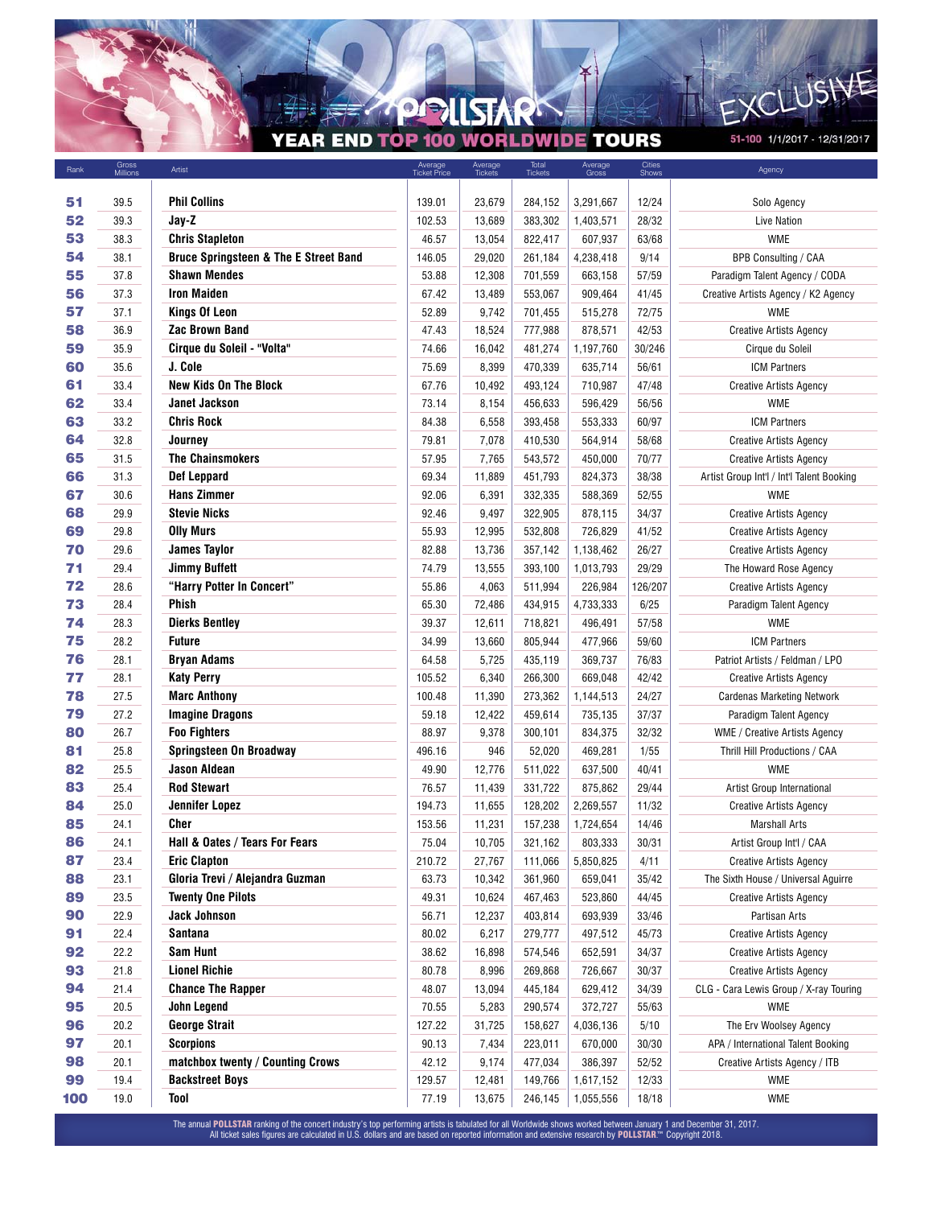# POLLSTAR YEAR END TOP 100 WORLDWIDE TOURS

2017 EXCLUSIVE

51-100 1/1/2017 - 12/31/2017

| Rank | Gross Millions | Artist | Average Ticket Price | Average Tickets | Total Tickets | Average Gross | Cities Shows | Agency |
|---|---|---|---|---|---|---|---|---|
| 51 | 39.5 | Phil Collins | 139.01 | 23,679 | 284,152 | 3,291,667 | 12/24 | Solo Agency |
| 52 | 39.3 | Jay-Z | 102.53 | 13,689 | 383,302 | 1,403,571 | 28/32 | Live Nation |
| 53 | 38.3 | Chris Stapleton | 46.57 | 13,054 | 822,417 | 607,937 | 63/68 | WME |
| 54 | 38.1 | Bruce Springsteen & The E Street Band | 146.05 | 29,020 | 261,184 | 4,238,418 | 9/14 | BPB Consulting / CAA |
| 55 | 37.8 | Shawn Mendes | 53.88 | 12,308 | 701,559 | 663,158 | 57/59 | Paradigm Talent Agency / CODA |
| 56 | 37.3 | Iron Maiden | 67.42 | 13,489 | 553,067 | 909,464 | 41/45 | Creative Artists Agency / K2 Agency |
| 57 | 37.1 | Kings Of Leon | 52.89 | 9,742 | 701,455 | 515,278 | 72/75 | WME |
| 58 | 36.9 | Zac Brown Band | 47.43 | 18,524 | 777,988 | 878,571 | 42/53 | Creative Artists Agency |
| 59 | 35.9 | Cirque du Soleil - "Volta" | 74.66 | 16,042 | 481,274 | 1,197,760 | 30/246 | Cirque du Soleil |
| 60 | 35.6 | J. Cole | 75.69 | 8,399 | 470,339 | 635,714 | 56/61 | ICM Partners |
| 61 | 33.4 | New Kids On The Block | 67.76 | 10,492 | 493,124 | 710,987 | 47/48 | Creative Artists Agency |
| 62 | 33.4 | Janet Jackson | 73.14 | 8,154 | 456,633 | 596,429 | 56/56 | WME |
| 63 | 33.2 | Chris Rock | 84.38 | 6,558 | 393,458 | 553,333 | 60/97 | ICM Partners |
| 64 | 32.8 | Journey | 79.81 | 7,078 | 410,530 | 564,914 | 58/68 | Creative Artists Agency |
| 65 | 31.5 | The Chainsmokers | 57.95 | 7,765 | 543,572 | 450,000 | 70/77 | Creative Artists Agency |
| 66 | 31.3 | Def Leppard | 69.34 | 11,889 | 451,793 | 824,373 | 38/38 | Artist Group Int'l / Int'l Talent Booking |
| 67 | 30.6 | Hans Zimmer | 92.06 | 6,391 | 332,335 | 588,369 | 52/55 | WME |
| 68 | 29.9 | Stevie Nicks | 92.46 | 9,497 | 322,905 | 878,115 | 34/37 | Creative Artists Agency |
| 69 | 29.8 | Olly Murs | 55.93 | 12,995 | 532,808 | 726,829 | 41/52 | Creative Artists Agency |
| 70 | 29.6 | James Taylor | 82.88 | 13,736 | 357,142 | 1,138,462 | 26/27 | Creative Artists Agency |
| 71 | 29.4 | Jimmy Buffett | 74.79 | 13,555 | 393,100 | 1,013,793 | 29/29 | The Howard Rose Agency |
| 72 | 28.6 | "Harry Potter In Concert" | 55.86 | 4,063 | 511,994 | 226,984 | 126/207 | Creative Artists Agency |
| 73 | 28.4 | Phish | 65.30 | 72,486 | 434,915 | 4,733,333 | 6/25 | Paradigm Talent Agency |
| 74 | 28.3 | Dierks Bentley | 39.37 | 12,611 | 718,821 | 496,491 | 57/58 | WME |
| 75 | 28.2 | Future | 34.99 | 13,660 | 805,944 | 477,966 | 59/60 | ICM Partners |
| 76 | 28.1 | Bryan Adams | 64.58 | 5,725 | 435,119 | 369,737 | 76/83 | Patriot Artists / Feldman / LPO |
| 77 | 28.1 | Katy Perry | 105.52 | 6,340 | 266,300 | 669,048 | 42/42 | Creative Artists Agency |
| 78 | 27.5 | Marc Anthony | 100.48 | 11,390 | 273,362 | 1,144,513 | 24/27 | Cardenas Marketing Network |
| 79 | 27.2 | Imagine Dragons | 59.18 | 12,422 | 459,614 | 735,135 | 37/37 | Paradigm Talent Agency |
| 80 | 26.7 | Foo Fighters | 88.97 | 9,378 | 300,101 | 834,375 | 32/32 | WME / Creative Artists Agency |
| 81 | 25.8 | Springsteen On Broadway | 496.16 | 946 | 52,020 | 469,281 | 1/55 | Thrill Hill Productions / CAA |
| 82 | 25.5 | Jason Aldean | 49.90 | 12,776 | 511,022 | 637,500 | 40/41 | WME |
| 83 | 25.4 | Rod Stewart | 76.57 | 11,439 | 331,722 | 875,862 | 29/44 | Artist Group International |
| 84 | 25.0 | Jennifer Lopez | 194.73 | 11,655 | 128,202 | 2,269,557 | 11/32 | Creative Artists Agency |
| 85 | 24.1 | Cher | 153.56 | 11,231 | 157,238 | 1,724,654 | 14/46 | Marshall Arts |
| 86 | 24.1 | Hall & Oates / Tears For Fears | 75.04 | 10,705 | 321,162 | 803,333 | 30/31 | Artist Group Int'l / CAA |
| 87 | 23.4 | Eric Clapton | 210.72 | 27,767 | 111,066 | 5,850,825 | 4/11 | Creative Artists Agency |
| 88 | 23.1 | Gloria Trevi / Alejandra Guzman | 63.73 | 10,342 | 361,960 | 659,041 | 35/42 | The Sixth House / Universal Aguirre |
| 89 | 23.5 | Twenty One Pilots | 49.31 | 10,624 | 467,463 | 523,860 | 44/45 | Creative Artists Agency |
| 90 | 22.9 | Jack Johnson | 56.71 | 12,237 | 403,814 | 693,939 | 33/46 | Partisan Arts |
| 91 | 22.4 | Santana | 80.02 | 6,217 | 279,777 | 497,512 | 45/73 | Creative Artists Agency |
| 92 | 22.2 | Sam Hunt | 38.62 | 16,898 | 574,546 | 652,591 | 34/37 | Creative Artists Agency |
| 93 | 21.8 | Lionel Richie | 80.78 | 8,996 | 269,868 | 726,667 | 30/37 | Creative Artists Agency |
| 94 | 21.4 | Chance The Rapper | 48.07 | 13,094 | 445,184 | 629,412 | 34/39 | CLG - Cara Lewis Group / X-ray Touring |
| 95 | 20.5 | John Legend | 70.55 | 5,283 | 290,574 | 372,727 | 55/63 | WME |
| 96 | 20.2 | George Strait | 127.22 | 31,725 | 158,627 | 4,036,136 | 5/10 | The Erv Woolsey Agency |
| 97 | 20.1 | Scorpions | 90.13 | 7,434 | 223,011 | 670,000 | 30/30 | APA / International Talent Booking |
| 98 | 20.1 | matchbox twenty / Counting Crows | 42.12 | 9,174 | 477,034 | 386,397 | 52/52 | Creative Artists Agency / ITB |
| 99 | 19.4 | Backstreet Boys | 129.57 | 12,481 | 149,766 | 1,617,152 | 12/33 | WME |
| 100 | 19.0 | Tool | 77.19 | 13,675 | 246,145 | 1,055,556 | 18/18 | WME |

The annual **POLLSTAR** ranking of the concert industry's top performing artists is tabulated for all Worldwide shows worked between January 1 and December 31, 2017. All ticket sales figures are calculated in U.S. dollars and are based on reported information and extensive research by **POLLSTAR**™ Copyright 2018.